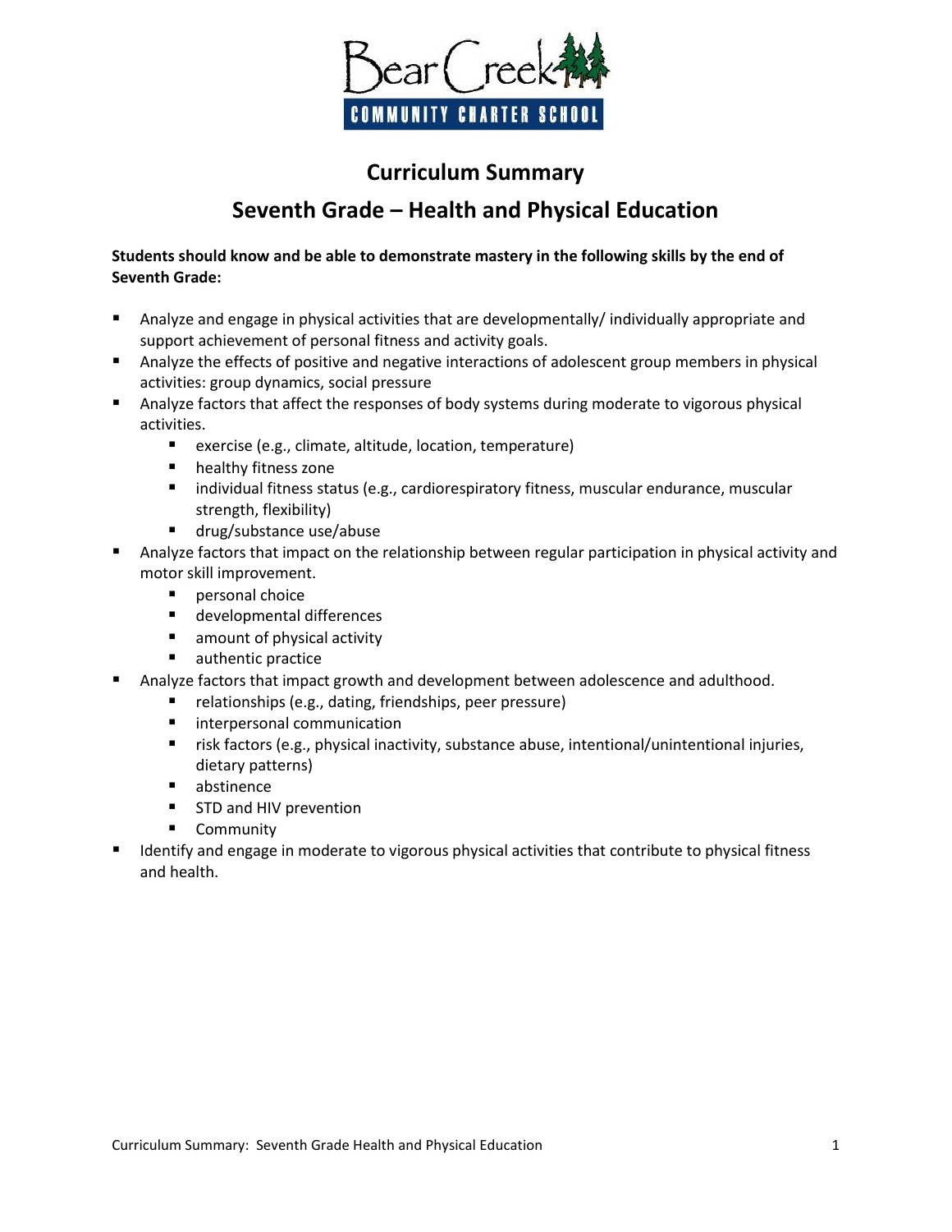Bear Creek

COMMUNITY CHARTER SCHOOL

# Curriculum Summary

## Seventh Grade – Health and Physical Education

**Students should know and be able to demonstrate mastery in the following skills by the end of Seventh Grade:**

- Analyze and engage in physical activities that are developmentally/ individually appropriate and support achievement of personal fitness and activity goals.
- Analyze the effects of positive and negative interactions of adolescent group members in physical activities: group dynamics, social pressure
- Analyze factors that affect the responses of body systems during moderate to vigorous physical activities.
  - exercise (e.g., climate, altitude, location, temperature)
  - healthy fitness zone
  - individual fitness status (e.g., cardiorespiratory fitness, muscular endurance, muscular strength, flexibility)
  - drug/substance use/abuse
- Analyze factors that impact on the relationship between regular participation in physical activity and motor skill improvement.
  - personal choice
  - developmental differences
  - amount of physical activity
  - authentic practice
- Analyze factors that impact growth and development between adolescence and adulthood.
  - relationships (e.g., dating, friendships, peer pressure)
  - interpersonal communication
  - risk factors (e.g., physical inactivity, substance abuse, intentional/unintentional injuries, dietary patterns)
  - abstinence
  - STD and HIV prevention
  - Community
- Identify and engage in moderate to vigorous physical activities that contribute to physical fitness and health.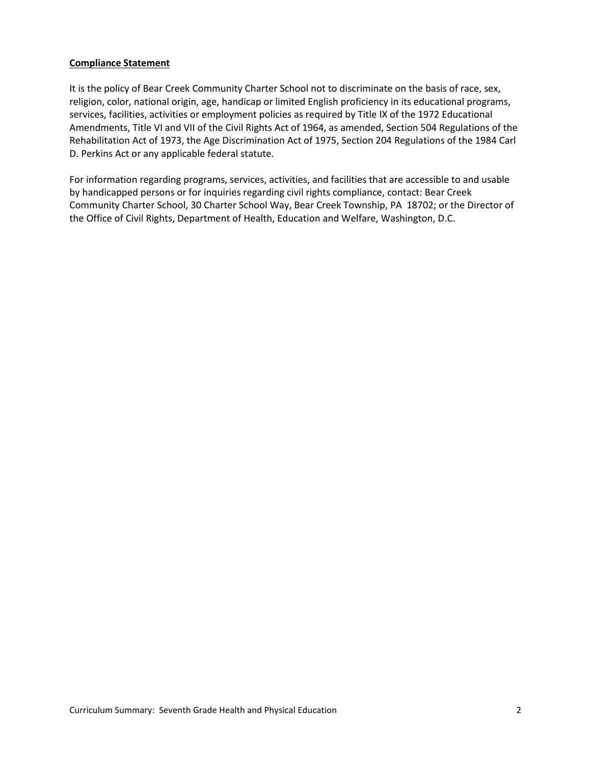**Compliance Statement**

It is the policy of Bear Creek Community Charter School not to discriminate on the basis of race, sex, religion, color, national origin, age, handicap or limited English proficiency in its educational programs, services, facilities, activities or employment policies as required by Title IX of the 1972 Educational Amendments, Title VI and VII of the Civil Rights Act of 1964, as amended, Section 504 Regulations of the Rehabilitation Act of 1973, the Age Discrimination Act of 1975, Section 204 Regulations of the 1984 Carl D. Perkins Act or any applicable federal statute.

For information regarding programs, services, activities, and facilities that are accessible to and usable by handicapped persons or for inquiries regarding civil rights compliance, contact: Bear Creek Community Charter School, 30 Charter School Way, Bear Creek Township, PA 18702; or the Director of the Office of Civil Rights, Department of Health, Education and Welfare, Washington, D.C.